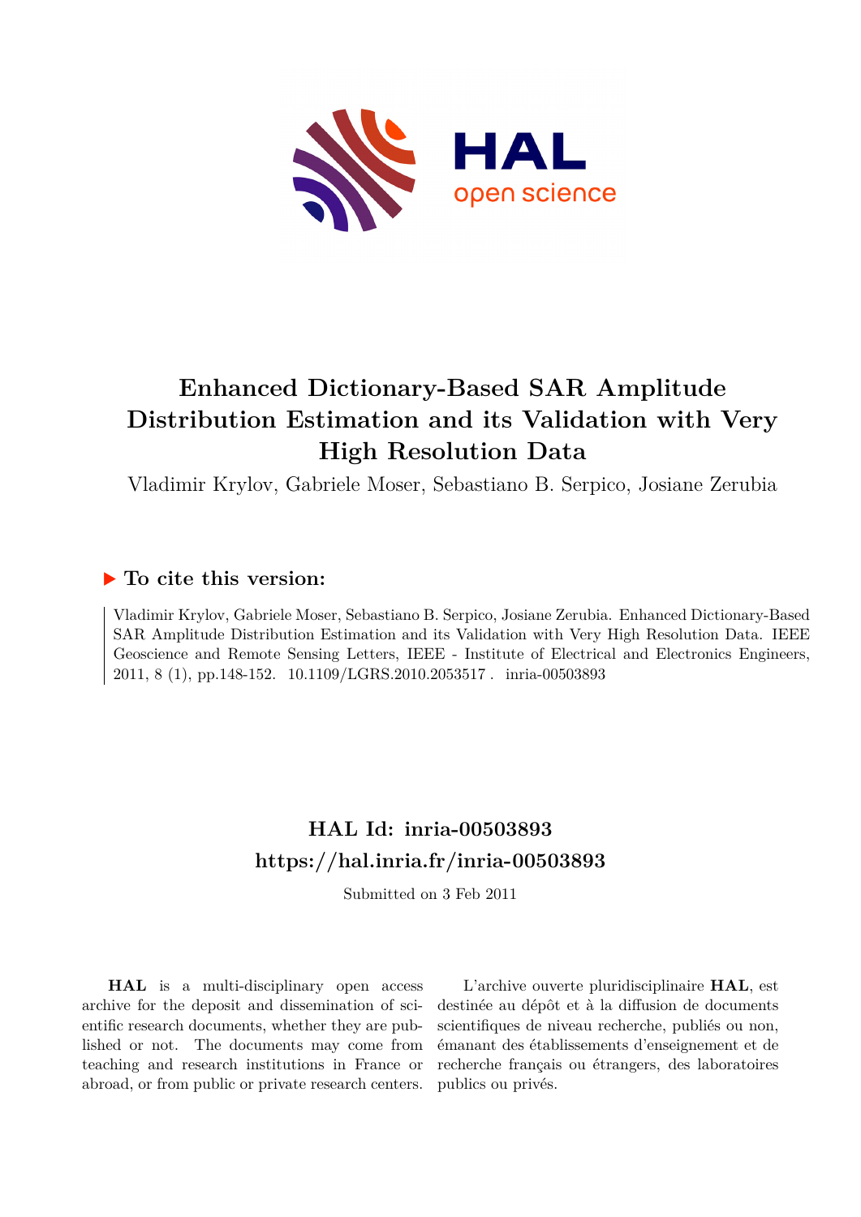# Enhanced Dictionary-Based SAR Amplitude Distribution Estimation and its Validation with Very High Resolution Data

Vladimir Krylov, Gabriele Moser, Sebastiano B. Serpico, Josiane Zerubia

## ▶ To cite this version:

Vladimir Krylov, Gabriele Moser, Sebastiano B. Serpico, Josiane Zerubia. Enhanced Dictionary-Based SAR Amplitude Distribution Estimation and its Validation with Very High Resolution Data. IEEE Geoscience and Remote Sensing Letters, IEEE - Institute of Electrical and Electronics Engineers, 2011, 8 (1), pp.148-152. 10.1109/LGRS.2010.2053517 . inria-00503893

## HAL Id: inria-00503893
## https://hal.inria.fr/inria-00503893

Submitted on 3 Feb 2011

**HAL** is a multi-disciplinary open access archive for the deposit and dissemination of scientific research documents, whether they are published or not. The documents may come from teaching and research institutions in France or abroad, or from public or private research centers.

L'archive ouverte pluridisciplinaire **HAL**, est destinée au dépôt et à la diffusion de documents scientifiques de niveau recherche, publiés ou non, émanant des établissements d'enseignement et de recherche français ou étrangers, des laboratoires publics ou privés.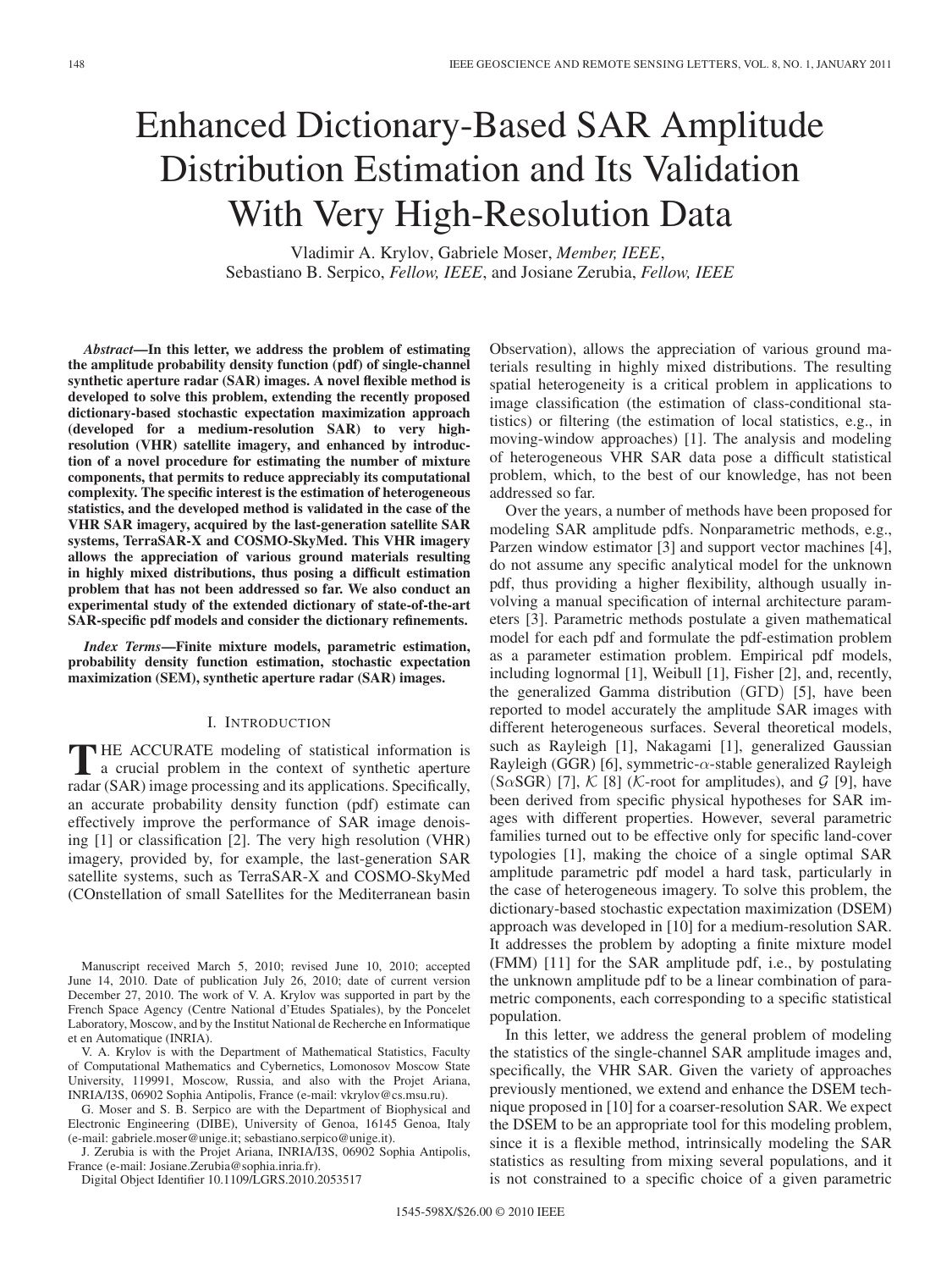# Enhanced Dictionary-Based SAR Amplitude Distribution Estimation and Its Validation With Very High-Resolution Data

Vladimir A. Krylov, Gabriele Moser, *Member, IEEE*, Sebastiano B. Serpico, *Fellow, IEEE*, and Josiane Zerubia, *Fellow, IEEE*

***Abstract*—In this letter, we address the problem of estimating the amplitude probability density function (pdf) of single-channel synthetic aperture radar (SAR) images. A novel flexible method is developed to solve this problem, extending the recently proposed dictionary-based stochastic expectation maximization approach (developed for a medium-resolution SAR) to very high-resolution (VHR) satellite imagery, and enhanced by introduction of a novel procedure for estimating the number of mixture components, that permits to reduce appreciably its computational complexity. The specific interest is the estimation of heterogeneous statistics, and the developed method is validated in the case of the VHR SAR imagery, acquired by the last-generation satellite SAR systems, TerraSAR-X and COSMO-SkyMed. This VHR imagery allows the appreciation of various ground materials resulting in highly mixed distributions, thus posing a difficult estimation problem that has not been addressed so far. We also conduct an experimental study of the extended dictionary of state-of-the-art SAR-specific pdf models and consider the dictionary refinements.**

***Index Terms*—Finite mixture models, parametric estimation, probability density function estimation, stochastic expectation maximization (SEM), synthetic aperture radar (SAR) images.**

## I. Introduction

The accurate modeling of statistical information is a crucial problem in the context of synthetic aperture radar (SAR) image processing and its applications. Specifically, an accurate probability density function (pdf) estimate can effectively improve the performance of SAR image denoising [1] or classification [2]. The very high resolution (VHR) imagery, provided by, for example, the last-generation SAR satellite systems, such as TerraSAR-X and COSMO-SkyMed (COnstellation of small Satellites for the Mediterranean basin Observation), allows the appreciation of various ground materials resulting in highly mixed distributions. The resulting spatial heterogeneity is a critical problem in applications to image classification (the estimation of class-conditional statistics) or filtering (the estimation of local statistics, e.g., in moving-window approaches) [1]. The analysis and modeling of heterogeneous VHR SAR data pose a difficult statistical problem, which, to the best of our knowledge, has not been addressed so far.

Over the years, a number of methods have been proposed for modeling SAR amplitude pdfs. Nonparametric methods, e.g., Parzen window estimator [3] and support vector machines [4], do not assume any specific analytical model for the unknown pdf, thus providing a higher flexibility, although usually involving a manual specification of internal architecture parameters [3]. Parametric methods postulate a given mathematical model for each pdf and formulate the pdf-estimation problem as a parameter estimation problem. Empirical pdf models, including lognormal [1], Weibull [1], Fisher [2], and, recently, the generalized Gamma distribution ($G\Gamma D$) [5], have been reported to model accurately the amplitude SAR images with different heterogeneous surfaces. Several theoretical models, such as Rayleigh [1], Nakagami [1], generalized Gaussian Rayleigh (GGR) [6], symmetric-$\alpha$-stable generalized Rayleigh ($S\alpha SGR$) [7], $\mathcal{K}$ [8] ($\mathcal{K}$-root for amplitudes), and $\mathcal{G}$ [9], have been derived from specific physical hypotheses for SAR images with different properties. However, several parametric families turned out to be effective only for specific land-cover typologies [1], making the choice of a single optimal SAR amplitude parametric pdf model a hard task, particularly in the case of heterogeneous imagery. To solve this problem, the dictionary-based stochastic expectation maximization (DSEM) approach was developed in [10] for a medium-resolution SAR. It addresses the problem by adopting a finite mixture model (FMM) [11] for the SAR amplitude pdf, i.e., by postulating the unknown amplitude pdf to be a linear combination of parametric components, each corresponding to a specific statistical population.

In this letter, we address the general problem of modeling the statistics of the single-channel SAR amplitude images and, specifically, the VHR SAR. Given the variety of approaches previously mentioned, we extend and enhance the DSEM technique proposed in [10] for a coarser-resolution SAR. We expect the DSEM to be an appropriate tool for this modeling problem, since it is a flexible method, intrinsically modeling the SAR statistics as resulting from mixing several populations, and it is not constrained to a specific choice of a given parametric

Manuscript received March 5, 2010; revised June 10, 2010; accepted June 14, 2010. Date of publication July 26, 2010; date of current version December 27, 2010. The work of V. A. Krylov was supported in part by the French Space Agency (Centre National d'Etudes Spatiales), by the Poncelet Laboratory, Moscow, and by the Institut National de Recherche en Informatique et en Automatique (INRIA).

V. A. Krylov is with the Department of Mathematical Statistics, Faculty of Computational Mathematics and Cybernetics, Lomonosov Moscow State University, 119991, Moscow, Russia, and also with the Projet Ariana, INRIA/I3S, 06902 Sophia Antipolis, France (e-mail: vkrylov@cs.msu.ru).

G. Moser and S. B. Serpico are with the Department of Biophysical and Electronic Engineering (DIBE), University of Genoa, 16145 Genoa, Italy (e-mail: gabriele.moser@unige.it; sebastiano.serpico@unige.it).

J. Zerubia is with the Projet Ariana, INRIA/I3S, 06902 Sophia Antipolis, France (e-mail: Josiane.Zerubia@sophia.inria.fr).

Digital Object Identifier 10.1109/LGRS.2010.2053517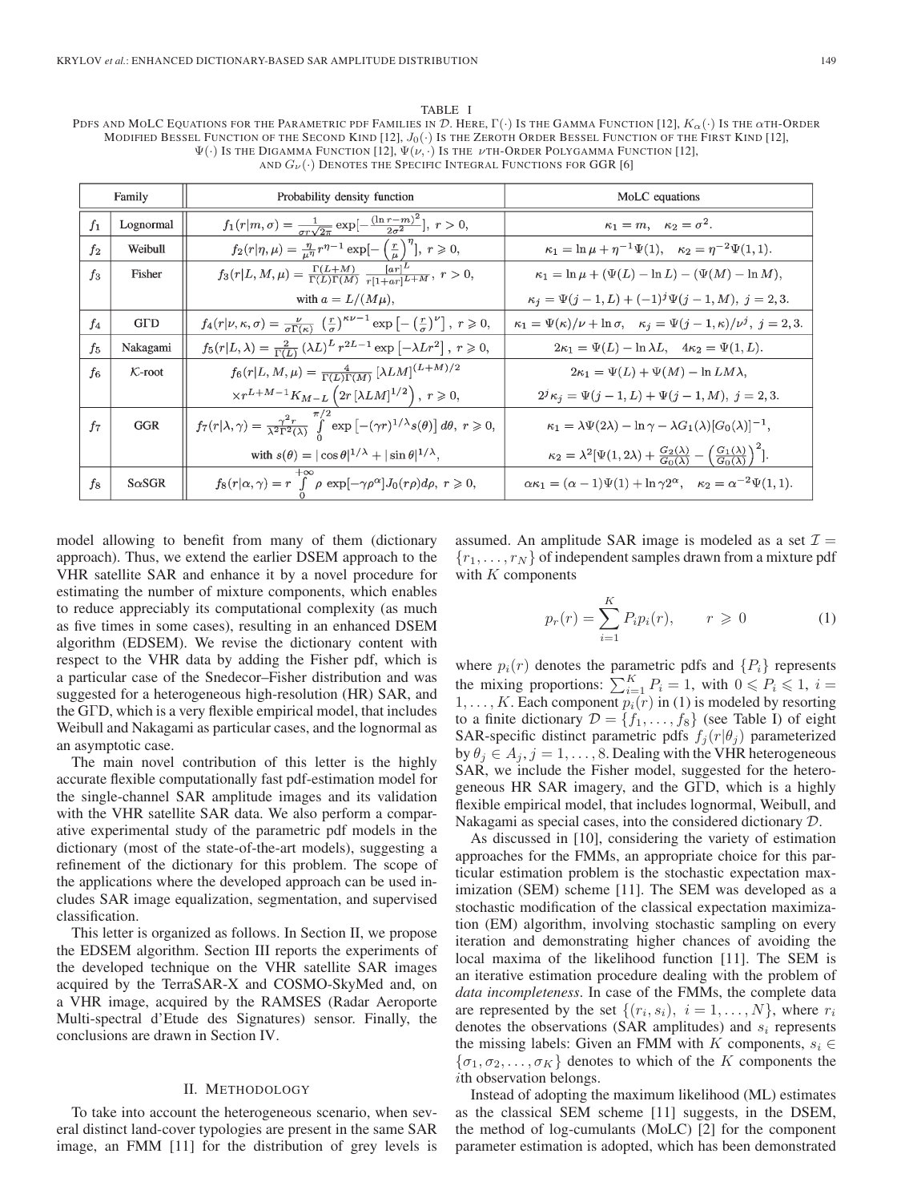TABLE I

PDFs AND MoLC EQUATIONS FOR THE PARAMETRIC PDF FAMILIES IN $\mathcal{D}$. HERE, $\Gamma(\cdot)$ IS THE GAMMA FUNCTION [12], $K_\alpha(\cdot)$ IS THE $\alpha$TH-ORDER MODIFIED BESSEL FUNCTION OF THE SECOND KIND [12], $J_0(\cdot)$ IS THE ZEROTH ORDER BESSEL FUNCTION OF THE FIRST KIND [12], $\Psi(\cdot)$ IS THE DIGAMMA FUNCTION [12], $\Psi(\nu,\cdot)$ IS THE $\nu$TH-ORDER POLYGAMMA FUNCTION [12], AND $G_\nu(\cdot)$ DENOTES THE SPECIFIC INTEGRAL FUNCTIONS FOR GGR [6]

| | Family | Probability density function | MoLC equations |
|---|---|---|---|
| $f_1$ | Lognormal | $f_1(r\vert m,\sigma) = \frac{1}{\sigma r\sqrt{2\pi}} \exp[-\frac{(\ln r - m)^2}{2\sigma^2}],\ r>0,$ | $\kappa_1 = m, \quad \kappa_2 = \sigma^2.$ |
| $f_2$ | Weibull | $f_2(r\vert\eta,\mu) = \frac{\eta}{\mu^\eta} r^{\eta-1} \exp[-\left(\frac{r}{\mu}\right)^\eta],\ r \geqslant 0,$ | $\kappa_1 = \ln\mu + \eta^{-1}\Psi(1), \quad \kappa_2 = \eta^{-2}\Psi(1,1).$ |
| $f_3$ | Fisher | $f_3(r\vert L,M,\mu) = \frac{\Gamma(L+M)}{\Gamma(L)\Gamma(M)} \frac{[ar]^L}{r[1+ar]^{L+M}},\ r>0,$ with $a = L/(M\mu)$, | $\kappa_1 = \ln\mu + (\Psi(L) - \ln L) - (\Psi(M) - \ln M),$ $\kappa_j = \Psi(j-1,L) + (-1)^j \Psi(j-1,M),\ j=2,3.$ |
| $f_4$ | GΓD | $f_4(r\vert\nu,\kappa,\sigma) = \frac{\nu}{\sigma\Gamma(\kappa)} \left(\frac{r}{\sigma}\right)^{\kappa\nu-1} \exp\left[-\left(\frac{r}{\sigma}\right)^\nu\right],\ r \geqslant 0,$ | $\kappa_1 = \Psi(\kappa)/\nu + \ln\sigma, \quad \kappa_j = \Psi(j-1,\kappa)/\nu^j,\ j=2,3.$ |
| $f_5$ | Nakagami | $f_5(r\vert L,\lambda) = \frac{2}{\Gamma(L)} (\lambda L)^L r^{2L-1} \exp\left[-\lambda L r^2\right],\ r \geqslant 0,$ | $2\kappa_1 = \Psi(L) - \ln\lambda L, \quad 4\kappa_2 = \Psi(1,L).$ |
| $f_6$ | $\mathcal{K}$-root | $f_6(r\vert L,M,\mu) = \frac{4}{\Gamma(L)\Gamma(M)} [\lambda LM]^{(L+M)/2} \times r^{L+M-1} K_{M-L}\left(2r[\lambda LM]^{1/2}\right),\ r \geqslant 0,$ | $2\kappa_1 = \Psi(L) + \Psi(M) - \ln LM\lambda,$ $2^j\kappa_j = \Psi(j-1,L) + \Psi(j-1,M),\ j=2,3.$ |
| $f_7$ | GGR | $f_7(r\vert\lambda,\gamma) = \frac{\gamma^2 r}{\lambda^2\Gamma^2(\lambda)} \int_0^{\pi/2} \exp\left[-(\gamma r)^{1/\lambda} s(\theta)\right] d\theta,\ r \geqslant 0,$ with $s(\theta) = \vert\cos\theta\vert^{1/\lambda} + \vert\sin\theta\vert^{1/\lambda}$, | $\kappa_1 = \lambda\Psi(2\lambda) - \ln\gamma - \lambda G_1(\lambda)[G_0(\lambda)]^{-1},$ $\kappa_2 = \lambda^2[\Psi(1,2\lambda) + \frac{G_2(\lambda)}{G_0(\lambda)} - \left(\frac{G_1(\lambda)}{G_0(\lambda)}\right)^2].$ |
| $f_8$ | SαSGR | $f_8(r\vert\alpha,\gamma) = r \int_0^{+\infty} \rho \exp[-\gamma\rho^\alpha] J_0(r\rho) d\rho,\ r \geqslant 0,$ | $\alpha\kappa_1 = (\alpha-1)\Psi(1) + \ln\gamma 2^\alpha, \quad \kappa_2 = \alpha^{-2}\Psi(1,1).$ |

model allowing to benefit from many of them (dictionary approach). Thus, we extend the earlier DSEM approach to the VHR satellite SAR and enhance it by a novel procedure for estimating the number of mixture components, which enables to reduce appreciably its computational complexity (as much as five times in some cases), resulting in an enhanced DSEM algorithm (EDSEM). We revise the dictionary content with respect to the VHR data by adding the Fisher pdf, which is a particular case of the Snedecor–Fisher distribution and was suggested for a heterogeneous high-resolution (HR) SAR, and the GΓD, which is a very flexible empirical model, that includes Weibull and Nakagami as particular cases, and the lognormal as an asymptotic case.

The main novel contribution of this letter is the highly accurate flexible computationally fast pdf-estimation model for the single-channel SAR amplitude images and its validation with the VHR satellite SAR data. We also perform a comparative experimental study of the parametric pdf models in the dictionary (most of the state-of-the-art models), suggesting a refinement of the dictionary for this problem. The scope of the applications where the developed approach can be used includes SAR image equalization, segmentation, and supervised classification.

This letter is organized as follows. In Section II, we propose the EDSEM algorithm. Section III reports the experiments of the developed technique on the VHR satellite SAR images acquired by the TerraSAR-X and COSMO-SkyMed and, on a VHR image, acquired by the RAMSES (Radar Aeroporte Multi-spectral d'Etude des Signatures) sensor. Finally, the conclusions are drawn in Section IV.

## II. Methodology

To take into account the heterogeneous scenario, when several distinct land-cover typologies are present in the same SAR image, an FMM [11] for the distribution of grey levels is assumed. An amplitude SAR image is modeled as a set $\mathcal{I} = \{r_1, \ldots, r_N\}$ of independent samples drawn from a mixture pdf with $K$ components

$$p_r(r) = \sum_{i=1}^{K} P_i p_i(r), \qquad r \geqslant 0 \tag{1}$$

where $p_i(r)$ denotes the parametric pdfs and $\{P_i\}$ represents the mixing proportions: $\sum_{i=1}^{K} P_i = 1$, with $0 \leqslant P_i \leqslant 1$, $i = 1, \ldots, K$. Each component $p_i(r)$ in (1) is modeled by resorting to a finite dictionary $\mathcal{D} = \{f_1, \ldots, f_8\}$ (see Table I) of eight SAR-specific distinct parametric pdfs $f_j(r|\theta_j)$ parameterized by $\theta_j \in A_j$, $j = 1, \ldots, 8$. Dealing with the VHR heterogeneous SAR, we include the Fisher model, suggested for the heterogeneous HR SAR imagery, and the GΓD, which is a highly flexible empirical model, that includes lognormal, Weibull, and Nakagami as special cases, into the considered dictionary $\mathcal{D}$.

As discussed in [10], considering the variety of estimation approaches for the FMMs, an appropriate choice for this particular estimation problem is the stochastic expectation maximization (SEM) scheme [11]. The SEM was developed as a stochastic modification of the classical expectation maximization (EM) algorithm, involving stochastic sampling on every iteration and demonstrating higher chances of avoiding the local maxima of the likelihood function [11]. The SEM is an iterative estimation procedure dealing with the problem of *data incompleteness*. In case of the FMMs, the complete data are represented by the set $\{(r_i, s_i),\ i = 1, \ldots, N\}$, where $r_i$ denotes the observations (SAR amplitudes) and $s_i$ represents the missing labels: Given an FMM with $K$ components, $s_i \in \{\sigma_1, \sigma_2, \ldots, \sigma_K\}$ denotes to which of the $K$ components the $i$th observation belongs.

Instead of adopting the maximum likelihood (ML) estimates as the classical SEM scheme [11] suggests, in the DSEM, the method of log-cumulants (MoLC) [2] for the component parameter estimation is adopted, which has been demonstrated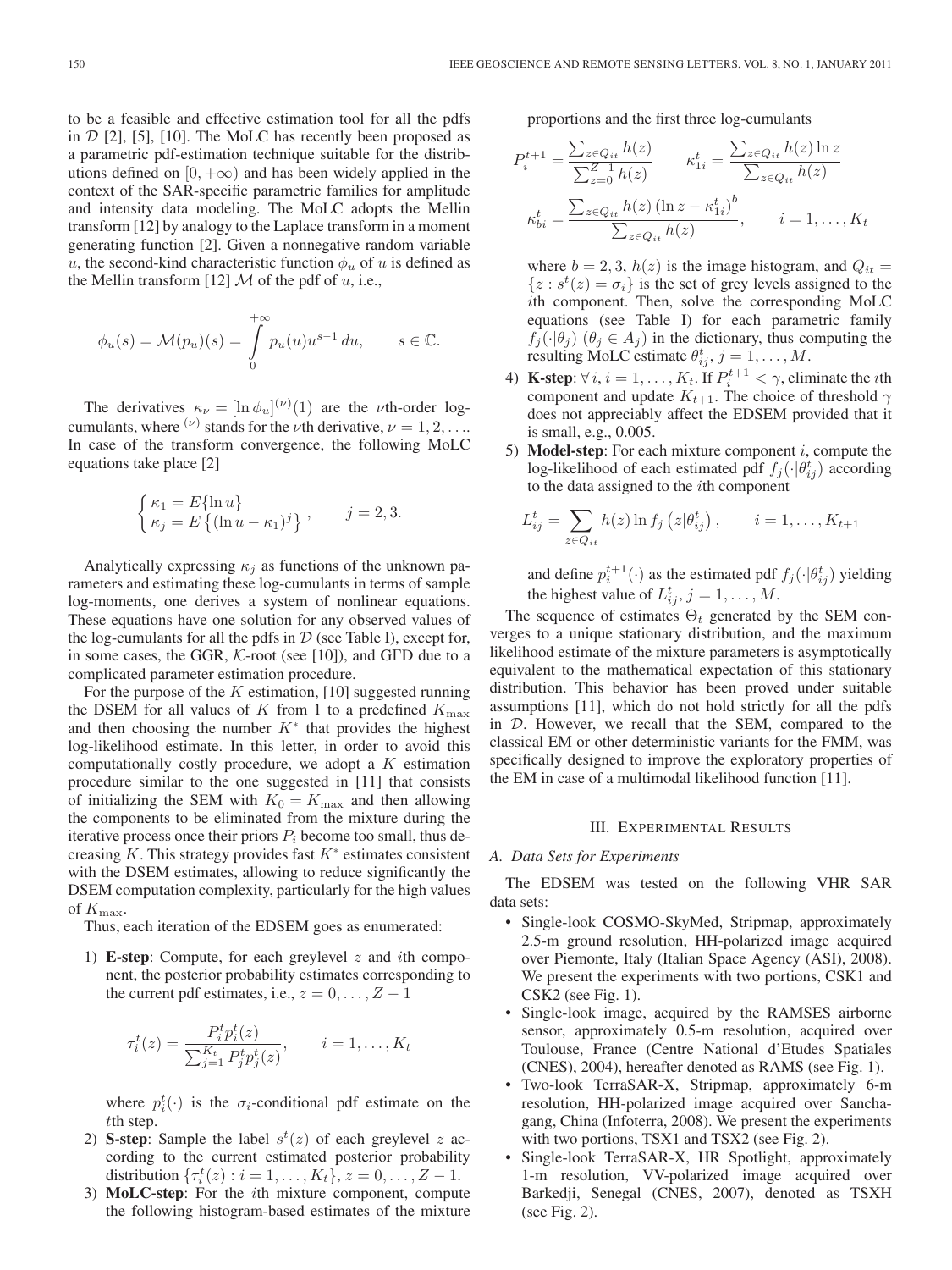to be a feasible and effective estimation tool for all the pdfs in $\mathcal{D}$ [2], [5], [10]. The MoLC has recently been proposed as a parametric pdf-estimation technique suitable for the distributions defined on $[0, +\infty)$ and has been widely applied in the context of the SAR-specific parametric families for amplitude and intensity data modeling. The MoLC adopts the Mellin transform [12] by analogy to the Laplace transform in a moment generating function [2]. Given a nonnegative random variable $u$, the second-kind characteristic function $\phi_u$ of $u$ is defined as the Mellin transform [12] $\mathcal{M}$ of the pdf of $u$, i.e.,

$$\phi_u(s) = \mathcal{M}(p_u)(s) = \int_0^{+\infty} p_u(u) u^{s-1}\, du, \qquad s \in \mathbb{C}.$$

The derivatives $\kappa_\nu = [\ln \phi_u]^{(\nu)}(1)$ are the $\nu$th-order log-cumulants, where $^{(\nu)}$ stands for the $\nu$th derivative, $\nu = 1, 2, \ldots$. In case of the transform convergence, the following MoLC equations take place [2]

$$\begin{cases} \kappa_1 = E\{\ln u\} \\ \kappa_j = E\left\{(\ln u - \kappa_1)^j\right\} \end{cases}, \qquad j = 2, 3.$$

Analytically expressing $\kappa_j$ as functions of the unknown parameters and estimating these log-cumulants in terms of sample log-moments, one derives a system of nonlinear equations. These equations have one solution for any observed values of the log-cumulants for all the pdfs in $\mathcal{D}$ (see Table I), except for, in some cases, the GGR, $\mathcal{K}$-root (see [10]), and GΓD due to a complicated parameter estimation procedure.

For the purpose of the $K$ estimation, [10] suggested running the DSEM for all values of $K$ from 1 to a predefined $K_{\max}$ and then choosing the number $K^*$ that provides the highest log-likelihood estimate. In this letter, in order to avoid this computationally costly procedure, we adopt a $K$ estimation procedure similar to the one suggested in [11] that consists of initializing the SEM with $K_0 = K_{\max}$ and then allowing the components to be eliminated from the mixture during the iterative process once their priors $P_i$ become too small, thus decreasing $K$. This strategy provides fast $K^*$ estimates consistent with the DSEM estimates, allowing to reduce significantly the DSEM computation complexity, particularly for the high values of $K_{\max}$.

Thus, each iteration of the EDSEM goes as enumerated:

1) **E-step**: Compute, for each greylevel $z$ and $i$th component, the posterior probability estimates corresponding to the current pdf estimates, i.e., $z = 0, \ldots, Z - 1$

$$\tau_i^t(z) = \frac{P_i^t p_i^t(z)}{\sum_{j=1}^{K_t} P_j^t p_j^t(z)}, \qquad i = 1, \ldots, K_t$$

where $p_i^t(\cdot)$ is the $\sigma_i$-conditional pdf estimate on the $t$th step.

2) **S-step**: Sample the label $s^t(z)$ of each greylevel $z$ according to the current estimated posterior probability distribution $\{\tau_i^t(z) : i = 1, \ldots, K_t\}$, $z = 0, \ldots, Z - 1$.

3) **MoLC-step**: For the $i$th mixture component, compute the following histogram-based estimates of the mixture proportions and the first three log-cumulants

$$P_i^{t+1} = \frac{\sum_{z \in Q_{it}} h(z)}{\sum_{z=0}^{Z-1} h(z)} \qquad \kappa_{1i}^t = \frac{\sum_{z \in Q_{it}} h(z) \ln z}{\sum_{z \in Q_{it}} h(z)}$$

$$\kappa_{bi}^t = \frac{\sum_{z \in Q_{it}} h(z) \left(\ln z - \kappa_{1i}^t\right)^b}{\sum_{z \in Q_{it}} h(z)}, \qquad i = 1, \ldots, K_t$$

where $b = 2, 3$, $h(z)$ is the image histogram, and $Q_{it} = \{z : s^t(z) = \sigma_i\}$ is the set of grey levels assigned to the $i$th component. Then, solve the corresponding MoLC equations (see Table I) for each parametric family $f_j(\cdot|\theta_j)$ $(\theta_j \in A_j)$ in the dictionary, thus computing the resulting MoLC estimate $\theta_{ij}^t$, $j = 1, \ldots, M$.

4) **K-step**: $\forall\, i, i = 1, \ldots, K_t$. If $P_i^{t+1} < \gamma$, eliminate the $i$th component and update $K_{t+1}$. The choice of threshold $\gamma$ does not appreciably affect the EDSEM provided that it is small, e.g., 0.005.

5) **Model-step**: For each mixture component $i$, compute the log-likelihood of each estimated pdf $f_j(\cdot|\theta_{ij}^t)$ according to the data assigned to the $i$th component

$$L_{ij}^t = \sum_{z \in Q_{it}} h(z) \ln f_j\left(z|\theta_{ij}^t\right), \qquad i = 1, \ldots, K_{t+1}$$

and define $p_i^{t+1}(\cdot)$ as the estimated pdf $f_j(\cdot|\theta_{ij}^t)$ yielding the highest value of $L_{ij}^t$, $j = 1, \ldots, M$.

The sequence of estimates $\Theta_t$ generated by the SEM converges to a unique stationary distribution, and the maximum likelihood estimate of the mixture parameters is asymptotically equivalent to the mathematical expectation of this stationary distribution. This behavior has been proved under suitable assumptions [11], which do not hold strictly for all the pdfs in $\mathcal{D}$. However, we recall that the SEM, compared to the classical EM or other deterministic variants for the FMM, was specifically designed to improve the exploratory properties of the EM in case of a multimodal likelihood function [11].

## III. Experimental Results

### A. Data Sets for Experiments

The EDSEM was tested on the following VHR SAR data sets:

- Single-look COSMO-SkyMed, Stripmap, approximately 2.5-m ground resolution, HH-polarized image acquired over Piemonte, Italy (Italian Space Agency (ASI), 2008). We present the experiments with two portions, CSK1 and CSK2 (see Fig. 1).
- Single-look image, acquired by the RAMSES airborne sensor, approximately 0.5-m resolution, acquired over Toulouse, France (Centre National d'Etudes Spatiales (CNES), 2004), hereafter denoted as RAMS (see Fig. 1).
- Two-look TerraSAR-X, Stripmap, approximately 6-m resolution, HH-polarized image acquired over Sanchagang, China (Infoterra, 2008). We present the experiments with two portions, TSX1 and TSX2 (see Fig. 2).
- Single-look TerraSAR-X, HR Spotlight, approximately 1-m resolution, VV-polarized image acquired over Barkedji, Senegal (CNES, 2007), denoted as TSXH (see Fig. 2).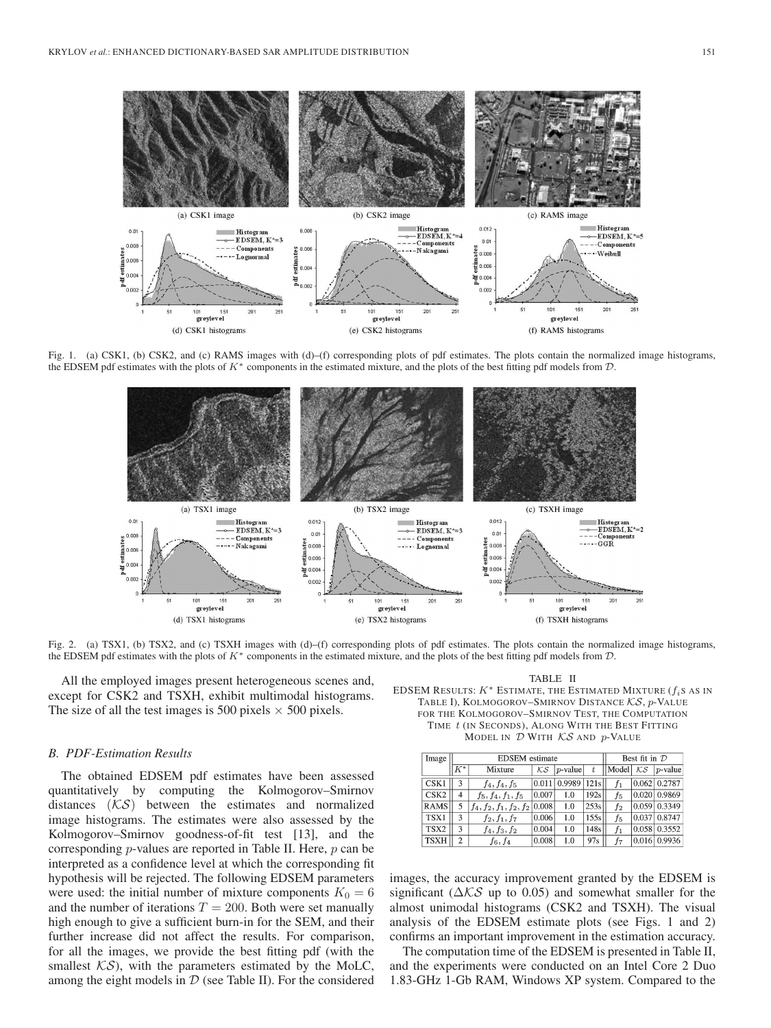Fig. 1. (a) CSK1, (b) CSK2, and (c) RAMS images with (d)–(f) corresponding plots of pdf estimates. The plots contain the normalized image histograms, the EDSEM pdf estimates with the plots of $K^*$ components in the estimated mixture, and the plots of the best fitting pdf models from $\mathcal{D}$.

Fig. 2. (a) TSX1, (b) TSX2, and (c) TSXH images with (d)–(f) corresponding plots of pdf estimates. The plots contain the normalized image histograms, the EDSEM pdf estimates with the plots of $K^*$ components in the estimated mixture, and the plots of the best fitting pdf models from $\mathcal{D}$.

All the employed images present heterogeneous scenes and, except for CSK2 and TSXH, exhibit multimodal histograms. The size of all the test images is 500 pixels × 500 pixels.

### B. PDF-Estimation Results

The obtained EDSEM pdf estimates have been assessed quantitatively by computing the Kolmogorov–Smirnov distances ($\mathcal{KS}$) between the estimates and normalized image histograms. The estimates were also assessed by the Kolmogorov–Smirnov goodness-of-fit test [13], and the corresponding $p$-values are reported in Table II. Here, $p$ can be interpreted as a confidence level at which the corresponding fit hypothesis will be rejected. The following EDSEM parameters were used: the initial number of mixture components $K_0 = 6$ and the number of iterations $T = 200$. Both were set manually high enough to give a sufficient burn-in for the SEM, and their further increase did not affect the results. For comparison, for all the images, we provide the best fitting pdf (with the smallest $\mathcal{KS}$), with the parameters estimated by the MoLC, among the eight models in $\mathcal{D}$ (see Table II). For the considered images, the accuracy improvement granted by the EDSEM is significant ($\Delta\mathcal{KS}$ up to 0.05) and somewhat smaller for the almost unimodal histograms (CSK2 and TSXH). The visual analysis of the EDSEM estimate plots (see Figs. 1 and 2) confirms an important improvement in the estimation accuracy.

The computation time of the EDSEM is presented in Table II, and the experiments were conducted on an Intel Core 2 Duo 1.83-GHz 1-Gb RAM, Windows XP system. Compared to the

TABLE II

EDSEM Results: $K^*$ Estimate, the Estimated Mixture ($f_i$s as in Table I), Kolmogorov–Smirnov Distance $\mathcal{KS}$, $p$-Value for the Kolmogorov–Smirnov Test, the Computation Time $t$ (in Seconds), Along With the Best Fitting Model in $\mathcal{D}$ With $\mathcal{KS}$ and $p$-Value

| Image | EDSEM estimate | | | | | Best fit in $\mathcal{D}$ | | |
|---|---|---|---|---|---|---|---|---|
| | $K^*$ | Mixture | $\mathcal{KS}$ | $p$-value | $t$ | Model | $\mathcal{KS}$ | $p$-value |
| CSK1 | 3 | $f_4, f_4, f_5$ | 0.011 | 0.9989 | 121s | $f_1$ | 0.062 | 0.2787 |
| CSK2 | 4 | $f_5, f_4, f_1, f_5$ | 0.007 | 1.0 | 192s | $f_5$ | 0.020 | 0.9869 |
| RAMS | 5 | $f_4, f_2, f_1, f_2, f_2$ | 0.008 | 1.0 | 253s | $f_2$ | 0.059 | 0.3349 |
| TSX1 | 3 | $f_2, f_1, f_7$ | 0.006 | 1.0 | 155s | $f_5$ | 0.037 | 0.8747 |
| TSX2 | 3 | $f_4, f_3, f_2$ | 0.004 | 1.0 | 148s | $f_1$ | 0.058 | 0.3552 |
| TSXH | 2 | $f_6, f_4$ | 0.008 | 1.0 | 97s | $f_7$ | 0.016 | 0.9936 |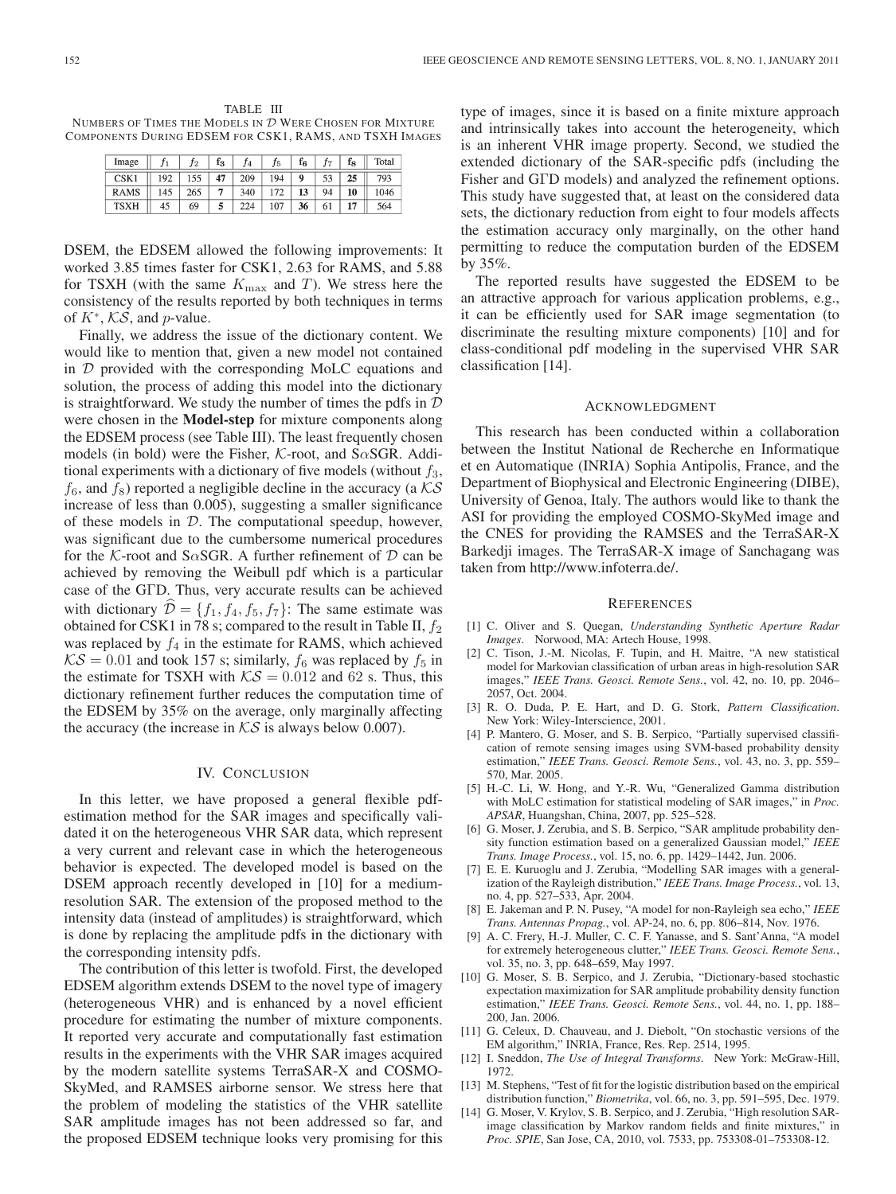TABLE III
NUMBERS OF TIMES THE MODELS IN $\mathcal{D}$ WERE CHOSEN FOR MIXTURE COMPONENTS DURING EDSEM FOR CSK1, RAMS, AND TSXH IMAGES

| Image | $f_1$ | $f_2$ | $\mathbf{f_3}$ | $f_4$ | $f_5$ | $\mathbf{f_6}$ | $f_7$ | $\mathbf{f_8}$ | Total |
|---|---|---|---|---|---|---|---|---|---|
| CSK1 | 192 | 155 | **47** | 209 | 194 | **9** | 53 | **25** | 793 |
| RAMS | 145 | 265 | **7** | 340 | 172 | **13** | 94 | **10** | 1046 |
| TSXH | 45 | 69 | **5** | 224 | 107 | **36** | 61 | **17** | 564 |

DSEM, the EDSEM allowed the following improvements: It worked 3.85 times faster for CSK1, 2.63 for RAMS, and 5.88 for TSXH (with the same $K_{\max}$ and $T$). We stress here the consistency of the results reported by both techniques in terms of $K^*$, $\mathcal{KS}$, and $p$-value.

Finally, we address the issue of the dictionary content. We would like to mention that, given a new model not contained in $\mathcal{D}$ provided with the corresponding MoLC equations and solution, the process of adding this model into the dictionary is straightforward. We study the number of times the pdfs in $\mathcal{D}$ were chosen in the **Model-step** for mixture components along the EDSEM process (see Table III). The least frequently chosen models (in bold) were the Fisher, $\mathcal{K}$-root, and S$\alpha$SGR. Additional experiments with a dictionary of five models (without $f_3$, $f_6$, and $f_8$) reported a negligible decline in the accuracy (a $\mathcal{KS}$ increase of less than 0.005), suggesting a smaller significance of these models in $\mathcal{D}$. The computational speedup, however, was significant due to the cumbersome numerical procedures for the $\mathcal{K}$-root and S$\alpha$SGR. A further refinement of $\mathcal{D}$ can be achieved by removing the Weibull pdf which is a particular case of the G$\Gamma$D. Thus, very accurate results can be achieved with dictionary $\widehat{\mathcal{D}} = \{f_1, f_4, f_5, f_7\}$: The same estimate was obtained for CSK1 in 78 s; compared to the result in Table II, $f_2$ was replaced by $f_4$ in the estimate for RAMS, which achieved $\mathcal{KS} = 0.01$ and took 157 s; similarly, $f_6$ was replaced by $f_5$ in the estimate for TSXH with $\mathcal{KS} = 0.012$ and 62 s. Thus, this dictionary refinement further reduces the computation time of the EDSEM by 35% on the average, only marginally affecting the accuracy (the increase in $\mathcal{KS}$ is always below 0.007).

## IV. CONCLUSION

In this letter, we have proposed a general flexible pdf-estimation method for the SAR images and specifically validated it on the heterogeneous VHR SAR data, which represent a very current and relevant case in which the heterogeneous behavior is expected. The developed model is based on the DSEM approach recently developed in [10] for a medium-resolution SAR. The extension of the proposed method to the intensity data (instead of amplitudes) is straightforward, which is done by replacing the amplitude pdfs in the dictionary with the corresponding intensity pdfs.

The contribution of this letter is twofold. First, the developed EDSEM algorithm extends DSEM to the novel type of imagery (heterogeneous VHR) and is enhanced by a novel efficient procedure for estimating the number of mixture components. It reported very accurate and computationally fast estimation results in the experiments with the VHR SAR images acquired by the modern satellite systems TerraSAR-X and COSMO-SkyMed, and RAMSES airborne sensor. We stress here that the problem of modeling the statistics of the VHR satellite SAR amplitude images has not been addressed so far, and the proposed EDSEM technique looks very promising for this type of images, since it is based on a finite mixture approach and intrinsically takes into account the heterogeneity, which is an inherent VHR image property. Second, we studied the extended dictionary of the SAR-specific pdfs (including the Fisher and G$\Gamma$D models) and analyzed the refinement options. This study have suggested that, at least on the considered data sets, the dictionary reduction from eight to four models affects the estimation accuracy only marginally, on the other hand permitting to reduce the computation burden of the EDSEM by 35%.

The reported results have suggested the EDSEM to be an attractive approach for various application problems, e.g., it can be efficiently used for SAR image segmentation (to discriminate the resulting mixture components) [10] and for class-conditional pdf modeling in the supervised VHR SAR classification [14].

## ACKNOWLEDGMENT

This research has been conducted within a collaboration between the Institut National de Recherche en Informatique et en Automatique (INRIA) Sophia Antipolis, France, and the Department of Biophysical and Electronic Engineering (DIBE), University of Genoa, Italy. The authors would like to thank the ASI for providing the employed COSMO-SkyMed image and the CNES for providing the RAMSES and the TerraSAR-X Barkedji images. The TerraSAR-X image of Sanchagang was taken from http://www.infoterra.de/.

## REFERENCES

[1] C. Oliver and S. Quegan, *Understanding Synthetic Aperture Radar Images*. Norwood, MA: Artech House, 1998.

[2] C. Tison, J.-M. Nicolas, F. Tupin, and H. Maitre, "A new statistical model for Markovian classification of urban areas in high-resolution SAR images," *IEEE Trans. Geosci. Remote Sens.*, vol. 42, no. 10, pp. 2046–2057, Oct. 2004.

[3] R. O. Duda, P. E. Hart, and D. G. Stork, *Pattern Classification*. New York: Wiley-Interscience, 2001.

[4] P. Mantero, G. Moser, and S. B. Serpico, "Partially supervised classification of remote sensing images using SVM-based probability density estimation," *IEEE Trans. Geosci. Remote Sens.*, vol. 43, no. 3, pp. 559–570, Mar. 2005.

[5] H.-C. Li, W. Hong, and Y.-R. Wu, "Generalized Gamma distribution with MoLC estimation for statistical modeling of SAR images," in *Proc. APSAR*, Huangshan, China, 2007, pp. 525–528.

[6] G. Moser, J. Zerubia, and S. B. Serpico, "SAR amplitude probability density function estimation based on a generalized Gaussian model," *IEEE Trans. Image Process.*, vol. 15, no. 6, pp. 1429–1442, Jun. 2006.

[7] E. E. Kuruoglu and J. Zerubia, "Modelling SAR images with a generalization of the Rayleigh distribution," *IEEE Trans. Image Process.*, vol. 13, no. 4, pp. 527–533, Apr. 2004.

[8] E. Jakeman and P. N. Pusey, "A model for non-Rayleigh sea echo," *IEEE Trans. Antennas Propag.*, vol. AP-24, no. 6, pp. 806–814, Nov. 1976.

[9] A. C. Frery, H.-J. Muller, C. C. F. Yanasse, and S. Sant'Anna, "A model for extremely heterogeneous clutter," *IEEE Trans. Geosci. Remote Sens.*, vol. 35, no. 3, pp. 648–659, May 1997.

[10] G. Moser, S. B. Serpico, and J. Zerubia, "Dictionary-based stochastic expectation maximization for SAR amplitude probability density function estimation," *IEEE Trans. Geosci. Remote Sens.*, vol. 44, no. 1, pp. 188–200, Jan. 2006.

[11] G. Celeux, D. Chauveau, and J. Diebolt, "On stochastic versions of the EM algorithm," INRIA, France, Res. Rep. 2514, 1995.

[12] I. Sneddon, *The Use of Integral Transforms*. New York: McGraw-Hill, 1972.

[13] M. Stephens, "Test of fit for the logistic distribution based on the empirical distribution function," *Biometrika*, vol. 66, no. 3, pp. 591–595, Dec. 1979.

[14] G. Moser, V. Krylov, S. B. Serpico, and J. Zerubia, "High resolution SAR-image classification by Markov random fields and finite mixtures," in *Proc. SPIE*, San Jose, CA, 2010, vol. 7533, pp. 753308-01–753308-12.